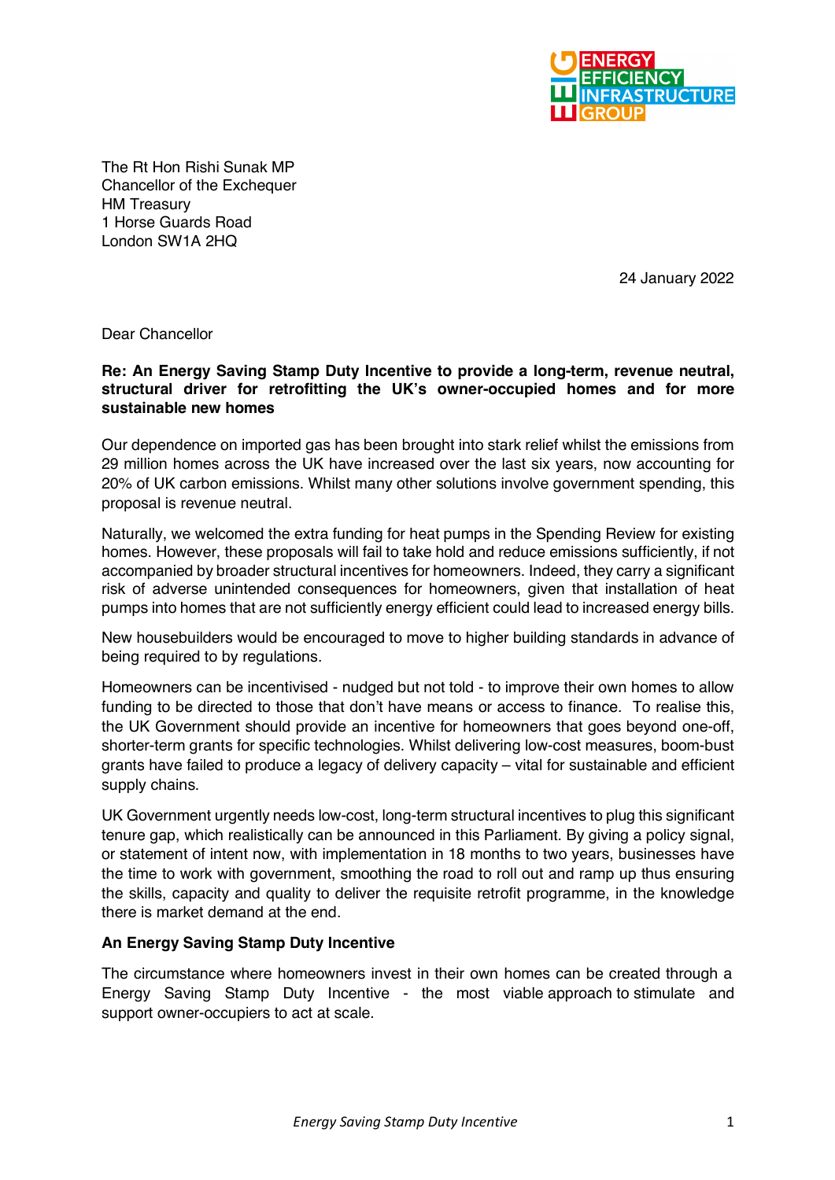ENERGY EFFICIENCY INFRASTRUCTURE GROUP

The Rt Hon Rishi Sunak MP
Chancellor of the Exchequer
HM Treasury
1 Horse Guards Road
London SW1A 2HQ

24 January 2022

Dear Chancellor

**Re: An Energy Saving Stamp Duty Incentive to provide a long-term, revenue neutral, structural driver for retrofitting the UK's owner-occupied homes and for more sustainable new homes**

Our dependence on imported gas has been brought into stark relief whilst the emissions from 29 million homes across the UK have increased over the last six years, now accounting for 20% of UK carbon emissions. Whilst many other solutions involve government spending, this proposal is revenue neutral.

Naturally, we welcomed the extra funding for heat pumps in the Spending Review for existing homes. However, these proposals will fail to take hold and reduce emissions sufficiently, if not accompanied by broader structural incentives for homeowners. Indeed, they carry a significant risk of adverse unintended consequences for homeowners, given that installation of heat pumps into homes that are not sufficiently energy efficient could lead to increased energy bills.

New housebuilders would be encouraged to move to higher building standards in advance of being required to by regulations.

Homeowners can be incentivised - nudged but not told - to improve their own homes to allow funding to be directed to those that don't have means or access to finance. To realise this, the UK Government should provide an incentive for homeowners that goes beyond one-off, shorter-term grants for specific technologies. Whilst delivering low-cost measures, boom-bust grants have failed to produce a legacy of delivery capacity – vital for sustainable and efficient supply chains.

UK Government urgently needs low-cost, long-term structural incentives to plug this significant tenure gap, which realistically can be announced in this Parliament. By giving a policy signal, or statement of intent now, with implementation in 18 months to two years, businesses have the time to work with government, smoothing the road to roll out and ramp up thus ensuring the skills, capacity and quality to deliver the requisite retrofit programme, in the knowledge there is market demand at the end.

**An Energy Saving Stamp Duty Incentive**

The circumstance where homeowners invest in their own homes can be created through a Energy Saving Stamp Duty Incentive - the most viable approach to stimulate and support owner-occupiers to act at scale.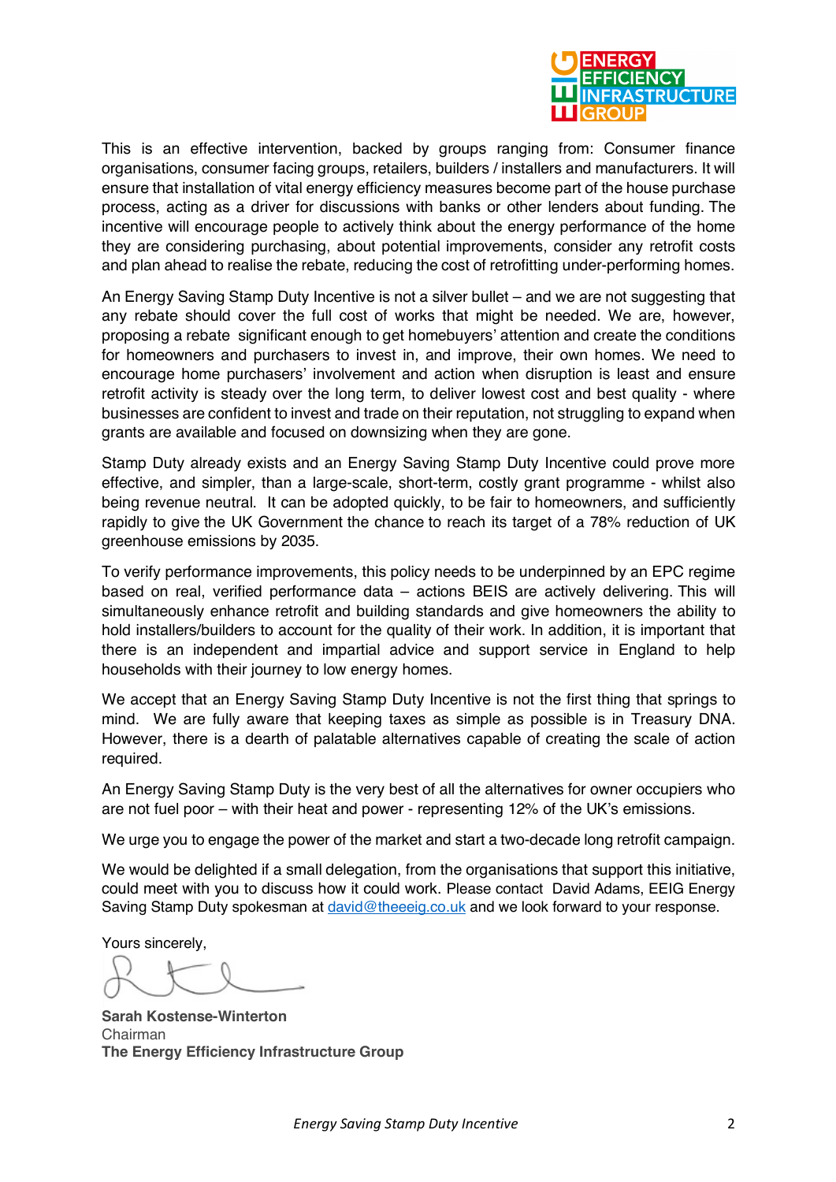This is an effective intervention, backed by groups ranging from: Consumer finance organisations, consumer facing groups, retailers, builders / installers and manufacturers. It will ensure that installation of vital energy efficiency measures become part of the house purchase process, acting as a driver for discussions with banks or other lenders about funding. The incentive will encourage people to actively think about the energy performance of the home they are considering purchasing, about potential improvements, consider any retrofit costs and plan ahead to realise the rebate, reducing the cost of retrofitting under-performing homes.

An Energy Saving Stamp Duty Incentive is not a silver bullet – and we are not suggesting that any rebate should cover the full cost of works that might be needed. We are, however, proposing a rebate significant enough to get homebuyers' attention and create the conditions for homeowners and purchasers to invest in, and improve, their own homes. We need to encourage home purchasers' involvement and action when disruption is least and ensure retrofit activity is steady over the long term, to deliver lowest cost and best quality - where businesses are confident to invest and trade on their reputation, not struggling to expand when grants are available and focused on downsizing when they are gone.

Stamp Duty already exists and an Energy Saving Stamp Duty Incentive could prove more effective, and simpler, than a large-scale, short-term, costly grant programme - whilst also being revenue neutral. It can be adopted quickly, to be fair to homeowners, and sufficiently rapidly to give the UK Government the chance to reach its target of a 78% reduction of UK greenhouse emissions by 2035.

To verify performance improvements, this policy needs to be underpinned by an EPC regime based on real, verified performance data – actions BEIS are actively delivering. This will simultaneously enhance retrofit and building standards and give homeowners the ability to hold installers/builders to account for the quality of their work. In addition, it is important that there is an independent and impartial advice and support service in England to help households with their journey to low energy homes.

We accept that an Energy Saving Stamp Duty Incentive is not the first thing that springs to mind. We are fully aware that keeping taxes as simple as possible is in Treasury DNA. However, there is a dearth of palatable alternatives capable of creating the scale of action required.

An Energy Saving Stamp Duty is the very best of all the alternatives for owner occupiers who are not fuel poor – with their heat and power - representing 12% of the UK's emissions.

We urge you to engage the power of the market and start a two-decade long retrofit campaign.

We would be delighted if a small delegation, from the organisations that support this initiative, could meet with you to discuss how it could work. Please contact David Adams, EEIG Energy Saving Stamp Duty spokesman at david@theeeig.co.uk and we look forward to your response.

Yours sincerely,

**Sarah Kostense-Winterton**
Chairman
**The Energy Efficiency Infrastructure Group**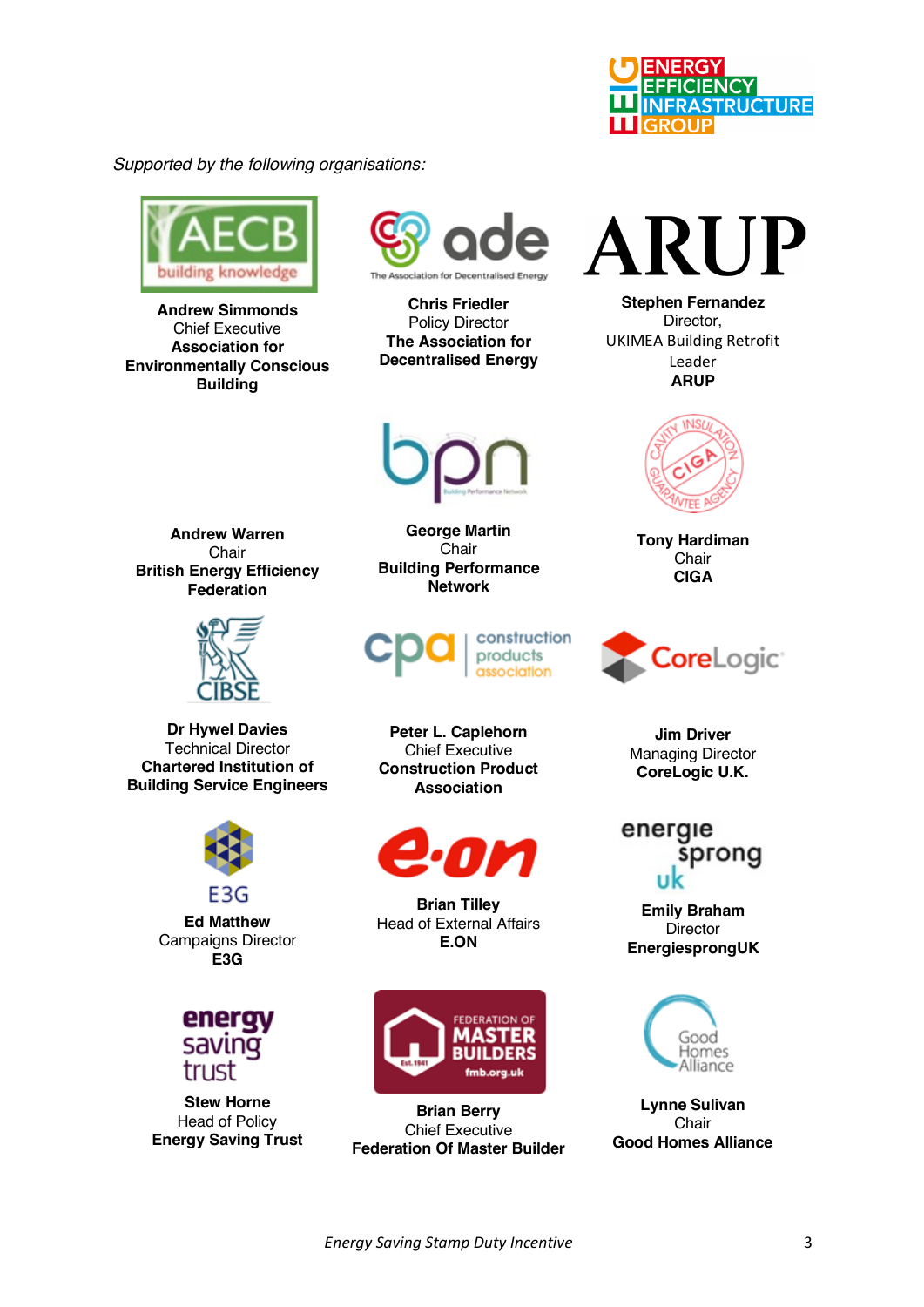*Supported by the following organisations:*

**Andrew Simmonds**
Chief Executive
**Association for Environmentally Conscious Building**

**Chris Friedler**
Policy Director
**The Association for Decentralised Energy**

**Stephen Fernandez**
Director,
UKIMEA Building Retrofit Leader
**ARUP**

**Andrew Warren**
Chair
**British Energy Efficiency Federation**

**George Martin**
Chair
**Building Performance Network**

**Tony Hardiman**
Chair
**CIGA**

**Dr Hywel Davies**
Technical Director
**Chartered Institution of Building Service Engineers**

**Peter L. Caplehorn**
Chief Executive
**Construction Product Association**

**Jim Driver**
Managing Director
**CoreLogic U.K.**

**Ed Matthew**
Campaigns Director
**E3G**

**Brian Tilley**
Head of External Affairs
**E.ON**

**Emily Braham**
Director
**EnergiesprongUK**

**Stew Horne**
Head of Policy
**Energy Saving Trust**

**Brian Berry**
Chief Executive
**Federation Of Master Builder**

**Lynne Sulivan**
Chair
**Good Homes Alliance**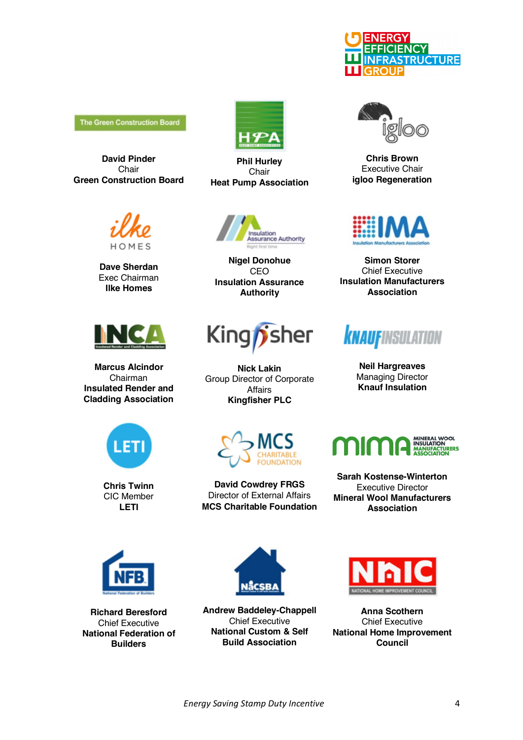**David Pinder**
Chair
**Green Construction Board**

**Phil Hurley**
Chair
**Heat Pump Association**

**Chris Brown**
Executive Chair
**igloo Regeneration**

**Dave Sherdan**
Exec Chairman
**Ilke Homes**

**Nigel Donohue**
CEO
**Insulation Assurance Authority**

**Simon Storer**
Chief Executive
**Insulation Manufacturers Association**

**Marcus Alcindor**
Chairman
**Insulated Render and Cladding Association**

**Nick Lakin**
Group Director of Corporate Affairs
**Kingfisher PLC**

**Neil Hargreaves**
Managing Director
**Knauf Insulation**

**Chris Twinn**
CIC Member
**LETI**

**David Cowdrey FRGS**
Director of External Affairs
**MCS Charitable Foundation**

**Sarah Kostense-Winterton**
Executive Director
**Mineral Wool Manufacturers Association**

**Richard Beresford**
Chief Executive
**National Federation of Builders**

**Andrew Baddeley-Chappell**
Chief Executive
**National Custom & Self Build Association**

**Anna Scothern**
Chief Executive
**National Home Improvement Council**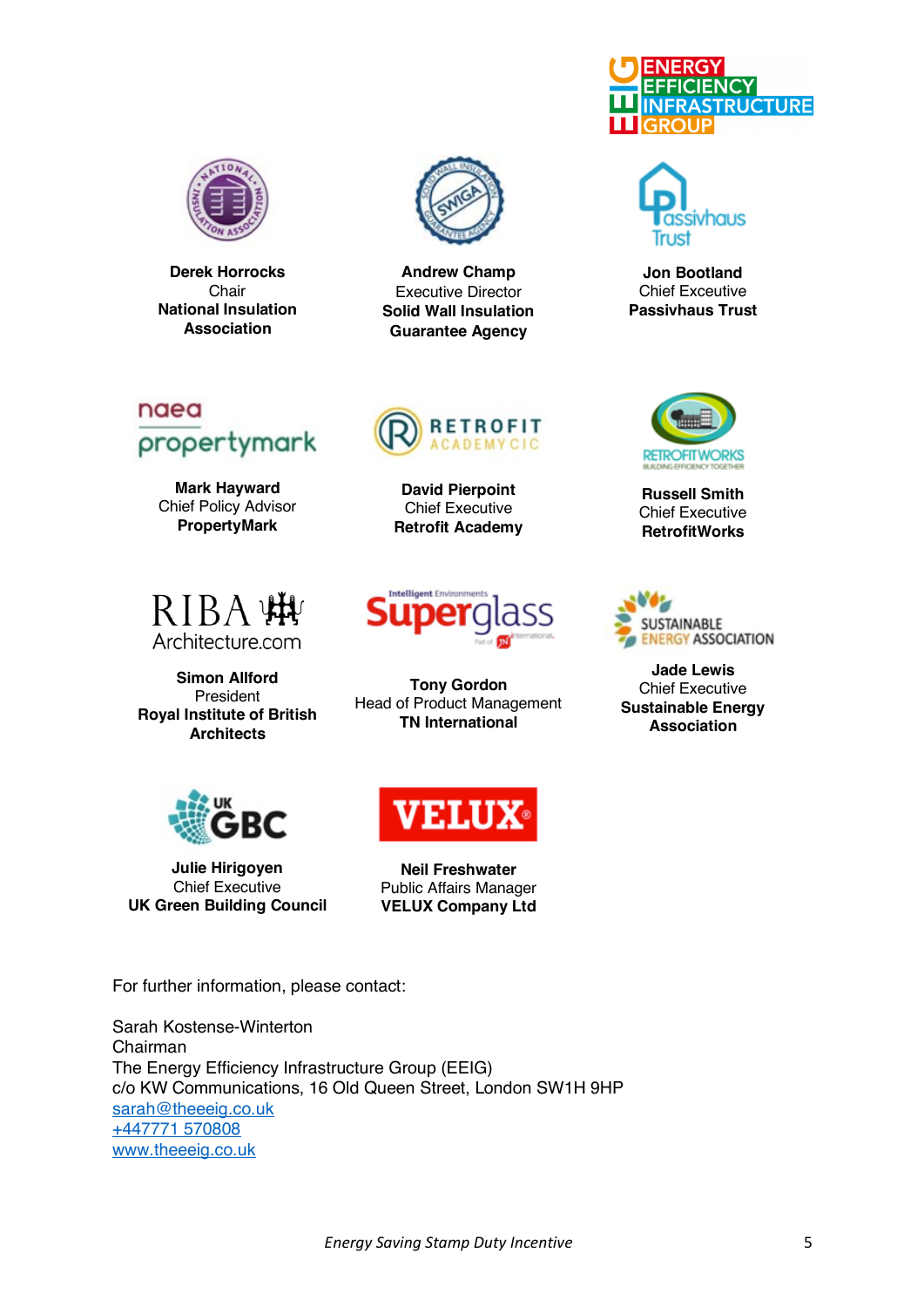**Derek Horrocks**
Chair
**National Insulation Association**

**Andrew Champ**
Executive Director
**Solid Wall Insulation Guarantee Agency**

**Jon Bootland**
Chief Executive
**Passivhaus Trust**

**Mark Hayward**
Chief Policy Advisor
**PropertyMark**

**David Pierpoint**
Chief Executive
**Retrofit Academy**

**Russell Smith**
Chief Executive
**RetrofitWorks**

**Simon Allford**
President
**Royal Institute of British Architects**

**Tony Gordon**
Head of Product Management
**TN International**

**Jade Lewis**
Chief Executive
**Sustainable Energy Association**

**Julie Hirigoyen**
Chief Executive
**UK Green Building Council**

**Neil Freshwater**
Public Affairs Manager
**VELUX Company Ltd**

For further information, please contact:

Sarah Kostense-Winterton
Chairman
The Energy Efficiency Infrastructure Group (EEIG)
c/o KW Communications, 16 Old Queen Street, London SW1H 9HP
sarah@theeeig.co.uk
+447771 570808
www.theeeig.co.uk